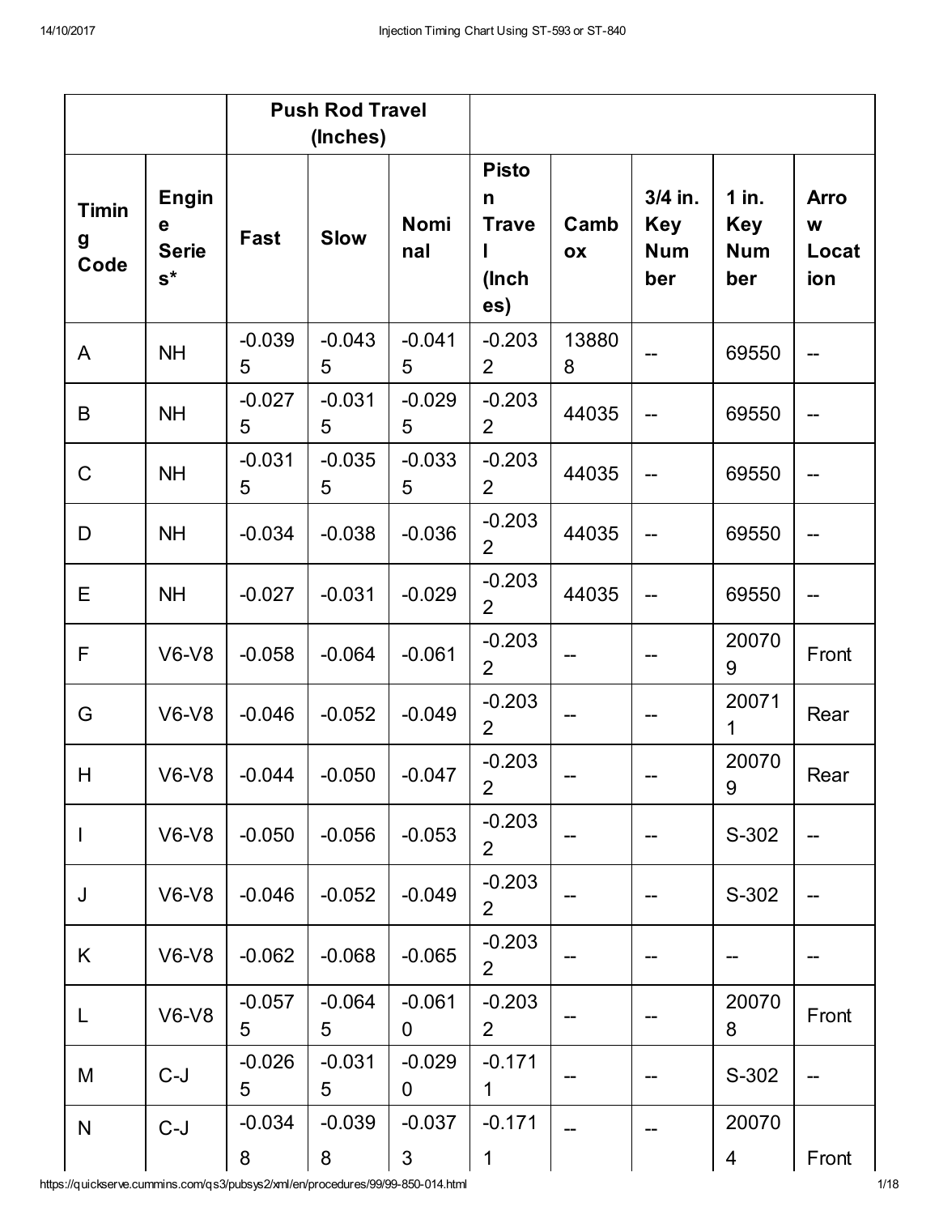| | | Push Rod Travel (Inches) | | | | | | | |
|---|---|---|---|---|---|---|---|---|---|
| Timing Code | Engine Series* | Fast | Slow | Nominal | Piston Travel (Inches) | Cambox | 3/4 in. Key Number | 1 in. Key Number | Arrow Location |
| A | NH | -0.0395 | -0.0435 | -0.0415 | -0.2032 | 138808 | -- | 69550 | -- |
| B | NH | -0.0275 | -0.0315 | -0.0295 | -0.2032 | 44035 | -- | 69550 | -- |
| C | NH | -0.0315 | -0.0355 | -0.0335 | -0.2032 | 44035 | -- | 69550 | -- |
| D | NH | -0.034 | -0.038 | -0.036 | -0.2032 | 44035 | -- | 69550 | -- |
| E | NH | -0.027 | -0.031 | -0.029 | -0.2032 | 44035 | -- | 69550 | -- |
| F | V6-V8 | -0.058 | -0.064 | -0.061 | -0.2032 | -- | -- | 200709 | Front |
| G | V6-V8 | -0.046 | -0.052 | -0.049 | -0.2032 | -- | -- | 200711 | Rear |
| H | V6-V8 | -0.044 | -0.050 | -0.047 | -0.2032 | -- | -- | 200709 | Rear |
| I | V6-V8 | -0.050 | -0.056 | -0.053 | -0.2032 | -- | -- | S-302 | -- |
| J | V6-V8 | -0.046 | -0.052 | -0.049 | -0.2032 | -- | -- | S-302 | -- |
| K | V6-V8 | -0.062 | -0.068 | -0.065 | -0.2032 | -- | -- | -- | -- |
| L | V6-V8 | -0.0575 | -0.0645 | -0.0610 | -0.2032 | -- | -- | 200708 | Front |
| M | C-J | -0.0265 | -0.0315 | -0.0290 | -0.1711 | -- | -- | S-302 | -- |
| N | C-J | -0.0348 | -0.0398 | -0.0373 | -0.1711 | -- | -- | 200704 | Front |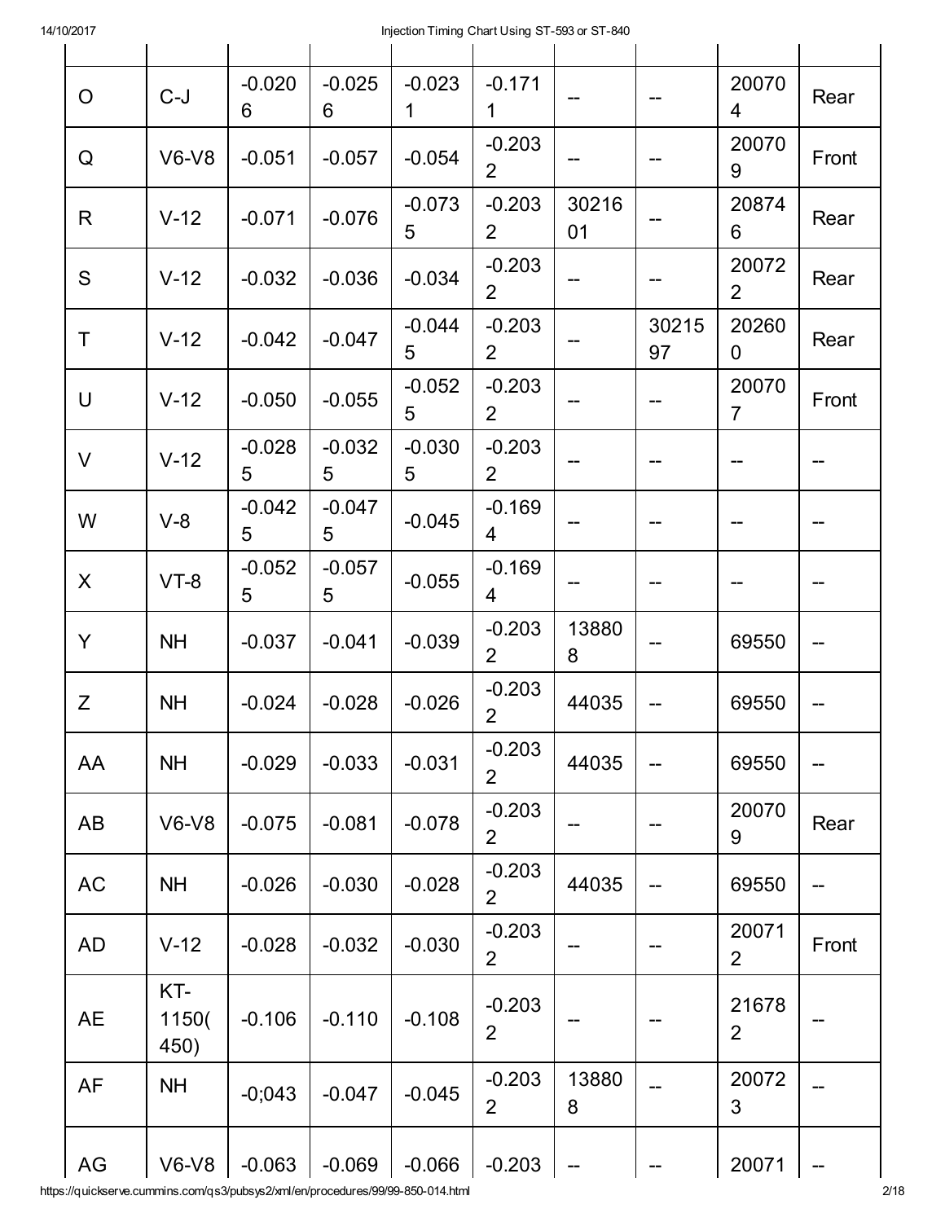| | | | | | | | | | |
|---|---|---|---|---|---|---|---|---|---|
| O | C-J | -0.0206 | -0.0256 | -0.0231 | -0.1711 | -- | -- | 200704 | Rear |
| Q | V6-V8 | -0.051 | -0.057 | -0.054 | -0.2032 | -- | -- | 200709 | Front |
| R | V-12 | -0.071 | -0.076 | -0.0735 | -0.2032 | 3021601 | -- | 208746 | Rear |
| S | V-12 | -0.032 | -0.036 | -0.034 | -0.2032 | -- | -- | 200722 | Rear |
| T | V-12 | -0.042 | -0.047 | -0.0445 | -0.2032 | -- | 3021597 | 202600 | Rear |
| U | V-12 | -0.050 | -0.055 | -0.0525 | -0.2032 | -- | -- | 200707 | Front |
| V | V-12 | -0.0285 | -0.0325 | -0.0305 | -0.2032 | -- | -- | -- | -- |
| W | V-8 | -0.0425 | -0.0475 | -0.045 | -0.1694 | -- | -- | -- | -- |
| X | VT-8 | -0.0525 | -0.0575 | -0.055 | -0.1694 | -- | -- | -- | -- |
| Y | NH | -0.037 | -0.041 | -0.039 | -0.2032 | 138808 | -- | 69550 | -- |
| Z | NH | -0.024 | -0.028 | -0.026 | -0.2032 | 44035 | -- | 69550 | -- |
| AA | NH | -0.029 | -0.033 | -0.031 | -0.2032 | 44035 | -- | 69550 | -- |
| AB | V6-V8 | -0.075 | -0.081 | -0.078 | -0.2032 | -- | -- | 200709 | Rear |
| AC | NH | -0.026 | -0.030 | -0.028 | -0.2032 | 44035 | -- | 69550 | -- |
| AD | V-12 | -0.028 | -0.032 | -0.030 | -0.2032 | -- | -- | 200712 | Front |
| AE | KT-1150(450) | -0.106 | -0.110 | -0.108 | -0.2032 | -- | -- | 216782 | -- |
| AF | NH | -0;043 | -0.047 | -0.045 | -0.2032 | 138808 | -- | 200723 | -- |
| AG | V6-V8 | -0.063 | -0.069 | -0.066 | -0.203 | -- | -- | 20071 | -- |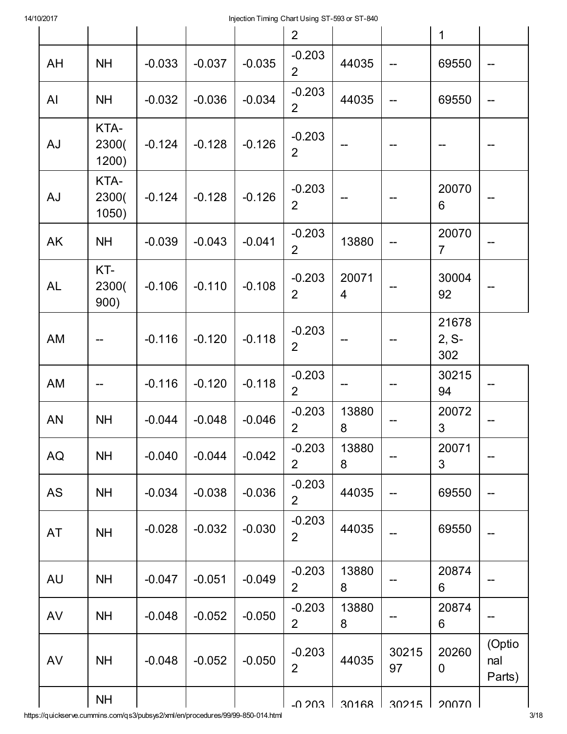| | | | | | | | | | |
|---|---|---|---|---|---|---|---|---|---|
| | | | | | 2 | | | 1 | |
| AH | NH | -0.033 | -0.037 | -0.035 | -0.2032 | 44035 | -- | 69550 | -- |
| AI | NH | -0.032 | -0.036 | -0.034 | -0.2032 | 44035 | -- | 69550 | -- |
| AJ | KTA-2300(1200) | -0.124 | -0.128 | -0.126 | -0.2032 | -- | -- | -- | -- |
| AJ | KTA-2300(1050) | -0.124 | -0.128 | -0.126 | -0.2032 | -- | -- | 200706 | -- |
| AK | NH | -0.039 | -0.043 | -0.041 | -0.2032 | 13880 | -- | 200707 | -- |
| AL | KT-2300(900) | -0.106 | -0.110 | -0.108 | -0.2032 | 200714 | -- | 3000492 | -- |
| AM | -- | -0.116 | -0.120 | -0.118 | -0.2032 | -- | -- | 216782, S-302 | |
| AM | -- | -0.116 | -0.120 | -0.118 | -0.2032 | -- | -- | 3021594 | -- |
| AN | NH | -0.044 | -0.048 | -0.046 | -0.2032 | 138808 | -- | 200723 | -- |
| AQ | NH | -0.040 | -0.044 | -0.042 | -0.2032 | 138808 | -- | 200713 | -- |
| AS | NH | -0.034 | -0.038 | -0.036 | -0.2032 | 44035 | -- | 69550 | -- |
| AT | NH | -0.028 | -0.032 | -0.030 | -0.2032 | 44035 | -- | 69550 | -- |
| AU | NH | -0.047 | -0.051 | -0.049 | -0.2032 | 138808 | -- | 208746 | -- |
| AV | NH | -0.048 | -0.052 | -0.050 | -0.2032 | 138808 | -- | 208746 | -- |
| AV | NH | -0.048 | -0.052 | -0.050 | -0.2032 | 44035 | 3021597 | 202600 | (Optional Parts) |
| | NH | | | | -0.203 | 30168 | 30215 | 20070 | |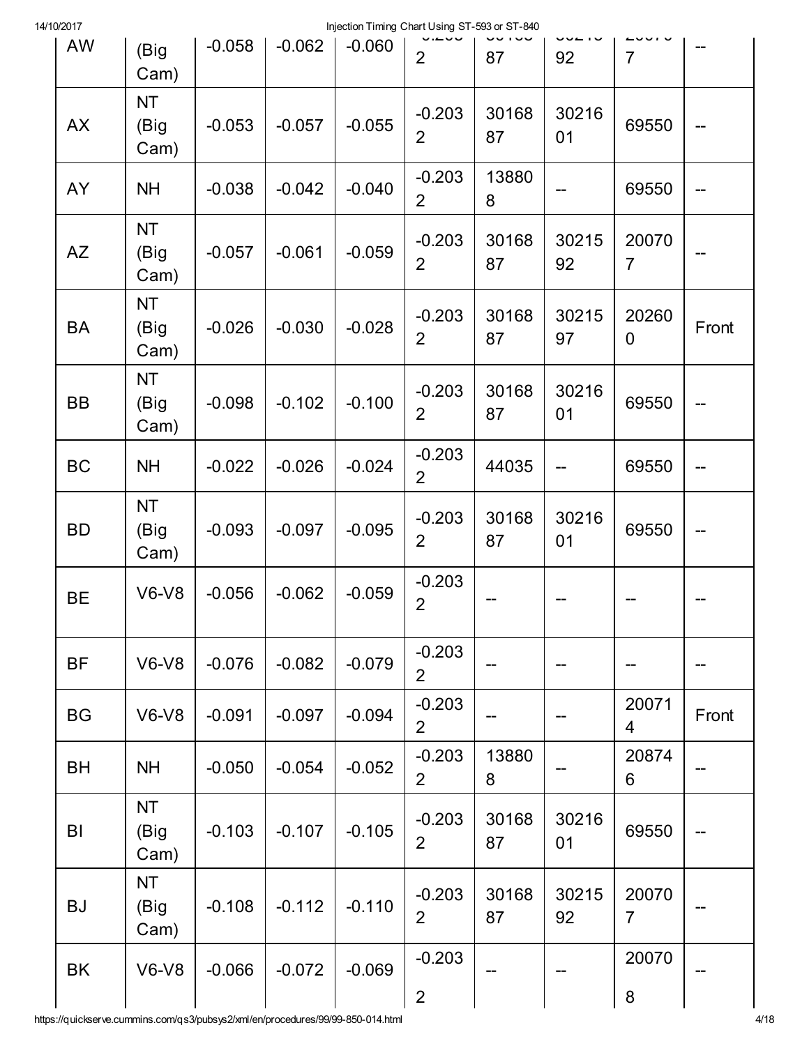| AW | (Big Cam) | -0.058 | -0.062 | -0.060 | -0.2032 | 3016887 | 3021592 | 200707 | -- |
|---|---|---|---|---|---|---|---|---|---|
| AX | NT (Big Cam) | -0.053 | -0.057 | -0.055 | -0.2032 | 3016887 | 3021601 | 69550 | -- |
| AY | NH | -0.038 | -0.042 | -0.040 | -0.2032 | 138808 | -- | 69550 | -- |
| AZ | NT (Big Cam) | -0.057 | -0.061 | -0.059 | -0.2032 | 3016887 | 3021592 | 200707 | -- |
| BA | NT (Big Cam) | -0.026 | -0.030 | -0.028 | -0.2032 | 3016887 | 3021597 | 202600 | Front |
| BB | NT (Big Cam) | -0.098 | -0.102 | -0.100 | -0.2032 | 3016887 | 3021601 | 69550 | -- |
| BC | NH | -0.022 | -0.026 | -0.024 | -0.2032 | 44035 | -- | 69550 | -- |
| BD | NT (Big Cam) | -0.093 | -0.097 | -0.095 | -0.2032 | 3016887 | 3021601 | 69550 | -- |
| BE | V6-V8 | -0.056 | -0.062 | -0.059 | -0.2032 | -- | -- | -- | -- |
| BF | V6-V8 | -0.076 | -0.082 | -0.079 | -0.2032 | -- | -- | -- | -- |
| BG | V6-V8 | -0.091 | -0.097 | -0.094 | -0.2032 | -- | -- | 200714 | Front |
| BH | NH | -0.050 | -0.054 | -0.052 | -0.2032 | 138808 | -- | 208746 | -- |
| BI | NT (Big Cam) | -0.103 | -0.107 | -0.105 | -0.2032 | 3016887 | 3021601 | 69550 | -- |
| BJ | NT (Big Cam) | -0.108 | -0.112 | -0.110 | -0.2032 | 3016887 | 3021592 | 200707 | -- |
| BK | V6-V8 | -0.066 | -0.072 | -0.069 | -0.2032 | -- | -- | 200708 | -- |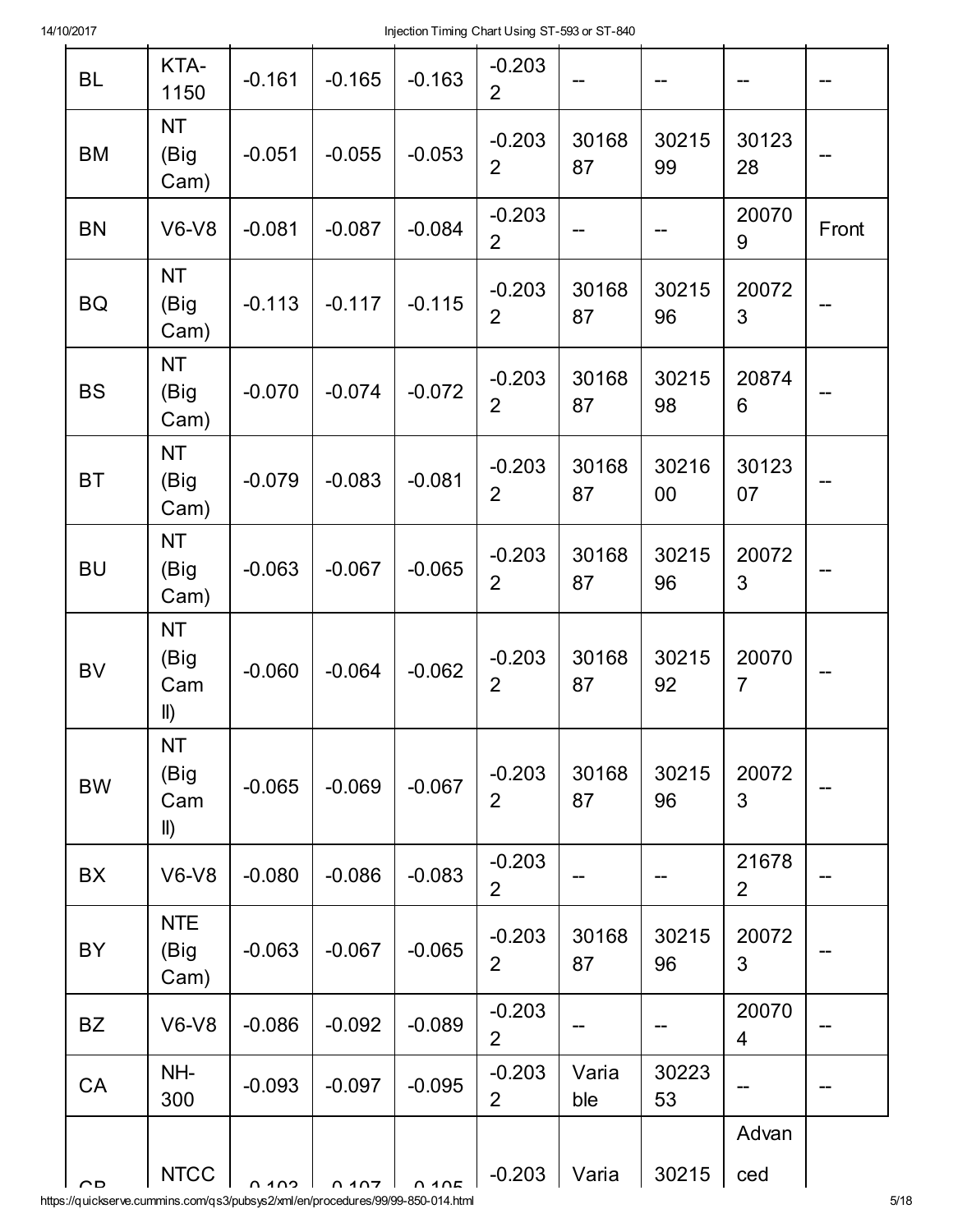| BL | KTA-1150 | -0.161 | -0.165 | -0.163 | -0.2032 | -- | -- | -- | -- |
|---|---|---|---|---|---|---|---|---|---|
| BM | NT (Big Cam) | -0.051 | -0.055 | -0.053 | -0.2032 | 3016887 | 3021599 | 3012328 | -- |
| BN | V6-V8 | -0.081 | -0.087 | -0.084 | -0.2032 | -- | -- | 200709 | Front |
| BQ | NT (Big Cam) | -0.113 | -0.117 | -0.115 | -0.2032 | 3016887 | 3021596 | 200723 | -- |
| BS | NT (Big Cam) | -0.070 | -0.074 | -0.072 | -0.2032 | 3016887 | 3021598 | 208746 | -- |
| BT | NT (Big Cam) | -0.079 | -0.083 | -0.081 | -0.2032 | 3016887 | 3021600 | 3012307 | -- |
| BU | NT (Big Cam) | -0.063 | -0.067 | -0.065 | -0.2032 | 3016887 | 3021596 | 200723 | -- |
| BV | NT (Big Cam II) | -0.060 | -0.064 | -0.062 | -0.2032 | 3016887 | 3021592 | 200707 | -- |
| BW | NT (Big Cam II) | -0.065 | -0.069 | -0.067 | -0.2032 | 3016887 | 3021596 | 200723 | -- |
| BX | V6-V8 | -0.080 | -0.086 | -0.083 | -0.2032 | -- | -- | 216782 | -- |
| BY | NTE (Big Cam) | -0.063 | -0.067 | -0.065 | -0.2032 | 3016887 | 3021596 | 200723 | -- |
| BZ | V6-V8 | -0.086 | -0.092 | -0.089 | -0.2032 | -- | -- | 200704 | -- |
| CA | NH-300 | -0.093 | -0.097 | -0.095 | -0.2032 | Variable | 3022353 | -- | -- |
| CB | NTCC | -0.103 | -0.107 | -0.105 | -0.203 | Varia | 30215 | Advanced | |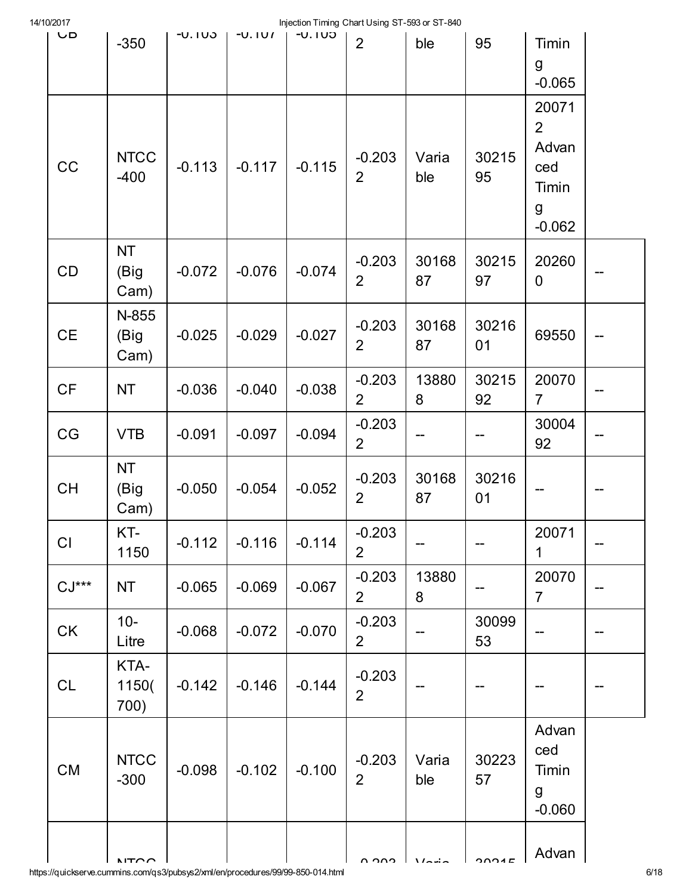| CB | -350 | -0.103 | -0.107 | -0.105 | 2 | ble | 95 | Timing -0.065 | |
|---|---|---|---|---|---|---|---|---|---|
| CC | NTCC -400 | -0.113 | -0.117 | -0.115 | -0.2032 | Variable | 3021595 | 200712 Advanced Timing -0.062 | |
| CD | NT (Big Cam) | -0.072 | -0.076 | -0.074 | -0.2032 | 3016887 | 3021597 | 202600 | -- |
| CE | N-855 (Big Cam) | -0.025 | -0.029 | -0.027 | -0.2032 | 3016887 | 3021601 | 69550 | -- |
| CF | NT | -0.036 | -0.040 | -0.038 | -0.2032 | 138808 | 3021592 | 200707 | -- |
| CG | VTB | -0.091 | -0.097 | -0.094 | -0.2032 | -- | -- | 3000492 | -- |
| CH | NT (Big Cam) | -0.050 | -0.054 | -0.052 | -0.2032 | 3016887 | 3021601 | -- | -- |
| CI | KT-1150 | -0.112 | -0.116 | -0.114 | -0.2032 | -- | -- | 200711 | -- |
| CJ*** | NT | -0.065 | -0.069 | -0.067 | -0.2032 | 138808 | -- | 200707 | -- |
| CK | 10-Litre | -0.068 | -0.072 | -0.070 | -0.2032 | -- | 3009953 | -- | -- |
| CL | KTA-1150(700) | -0.142 | -0.146 | -0.144 | -0.2032 | -- | -- | -- | -- |
| CM | NTCC -300 | -0.098 | -0.102 | -0.100 | -0.2032 | Variable | 3022357 | Advanced Timing -0.060 | |
| | NTCC | | | | -0.203 | Varia | 30215 | Advan | |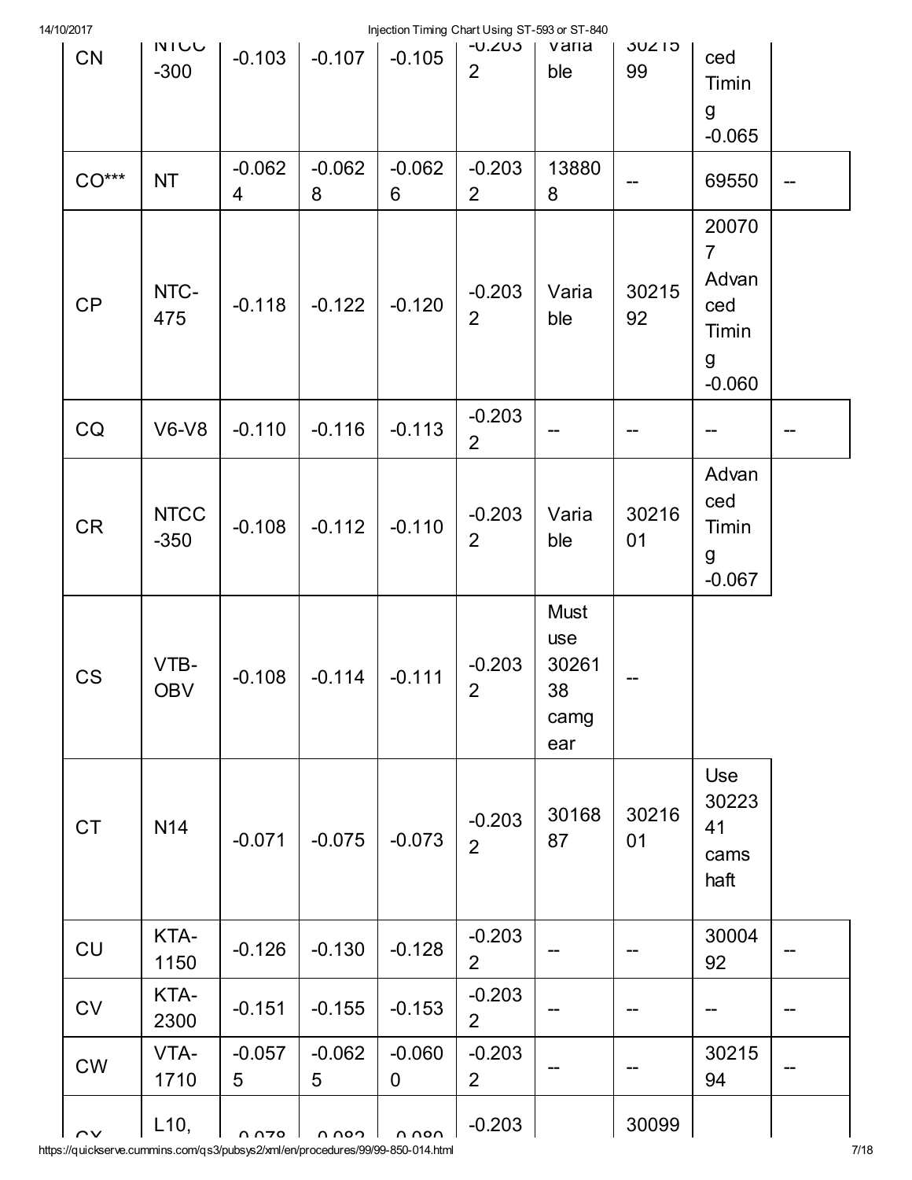| CN | NTCC-300 | -0.103 | -0.107 | -0.105 | -0.2032 | Variable | 3021599 | Advanced Timing -0.065 | |
|---|---|---|---|---|---|---|---|---|---|
| CO*** | NT | -0.0624 | -0.0628 | -0.0626 | -0.2032 | 138808 | -- | 69550 | -- |
| CP | NTC-475 | -0.118 | -0.122 | -0.120 | -0.2032 | Variable | 3021592 | 200707 Advanced Timing -0.060 | |
| CQ | V6-V8 | -0.110 | -0.116 | -0.113 | -0.2032 | -- | -- | -- | -- |
| CR | NTCC-350 | -0.108 | -0.112 | -0.110 | -0.2032 | Variable | 3021601 | Advanced Timing -0.067 | |
| CS | VTB-OBV | -0.108 | -0.114 | -0.111 | -0.2032 | Must use 3026138 camgear | -- | | |
| CT | N14 | -0.071 | -0.075 | -0.073 | -0.2032 | 3016887 | 3021601 | Use 3022341 camshaft | |
| CU | KTA-1150 | -0.126 | -0.130 | -0.128 | -0.2032 | -- | -- | 3000492 | -- |
| CV | KTA-2300 | -0.151 | -0.155 | -0.153 | -0.2032 | -- | -- | -- | -- |
| CW | VTA-1710 | -0.0575 | -0.0625 | -0.0600 | -0.2032 | -- | -- | 3021594 | -- |
| CX | L10, | -0.078 | -0.082 | -0.080 | -0.203 | | 30099 | | |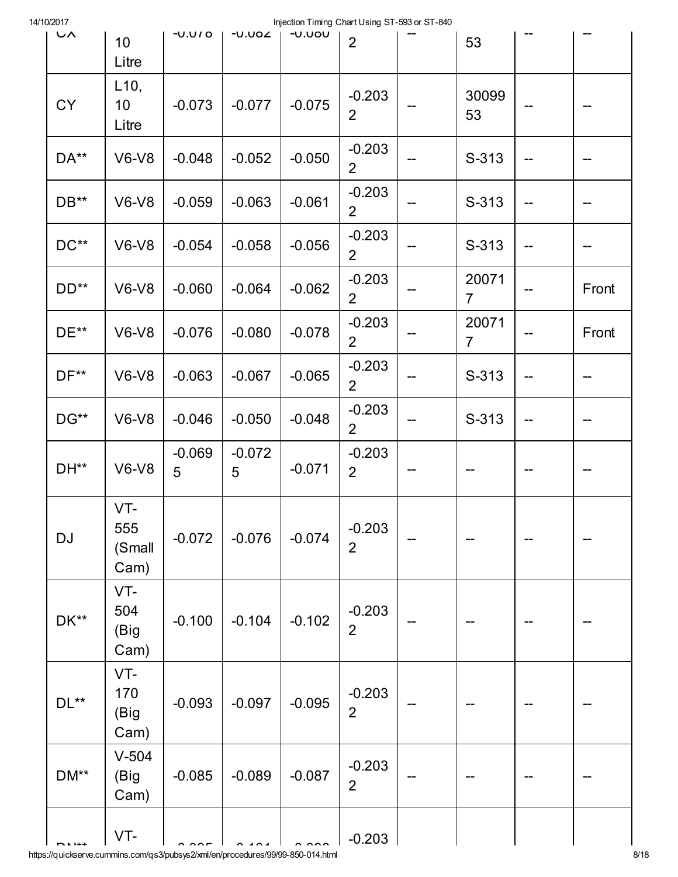| CX | 10 Litre | -0.078 | -0.082 | -0.080 | 2 | -- | 53 | -- | -- |
|---|---|---|---|---|---|---|---|---|---|
| CY | L10, 10 Litre | -0.073 | -0.077 | -0.075 | -0.2032 | -- | 3009953 | -- | -- |
| DA** | V6-V8 | -0.048 | -0.052 | -0.050 | -0.2032 | -- | S-313 | -- | -- |
| DB** | V6-V8 | -0.059 | -0.063 | -0.061 | -0.2032 | -- | S-313 | -- | -- |
| DC** | V6-V8 | -0.054 | -0.058 | -0.056 | -0.2032 | -- | S-313 | -- | -- |
| DD** | V6-V8 | -0.060 | -0.064 | -0.062 | -0.2032 | -- | 200717 | -- | Front |
| DE** | V6-V8 | -0.076 | -0.080 | -0.078 | -0.2032 | -- | 200717 | -- | Front |
| DF** | V6-V8 | -0.063 | -0.067 | -0.065 | -0.2032 | -- | S-313 | -- | -- |
| DG** | V6-V8 | -0.046 | -0.050 | -0.048 | -0.2032 | -- | S-313 | -- | -- |
| DH** | V6-V8 | -0.0695 | -0.0725 | -0.071 | -0.2032 | -- | -- | -- | -- |
| DJ | VT-555 (Small Cam) | -0.072 | -0.076 | -0.074 | -0.2032 | -- | -- | -- | -- |
| DK** | VT-504 (Big Cam) | -0.100 | -0.104 | -0.102 | -0.2032 | -- | -- | -- | -- |
| DL** | VT-170 (Big Cam) | -0.093 | -0.097 | -0.095 | -0.2032 | -- | -- | -- | -- |
| DM** | V-504 (Big Cam) | -0.085 | -0.089 | -0.087 | -0.2032 | -- | -- | -- | -- |
| DN** | VT- | -0.095 | -0.101 | -0.098 | -0.203 | | | | |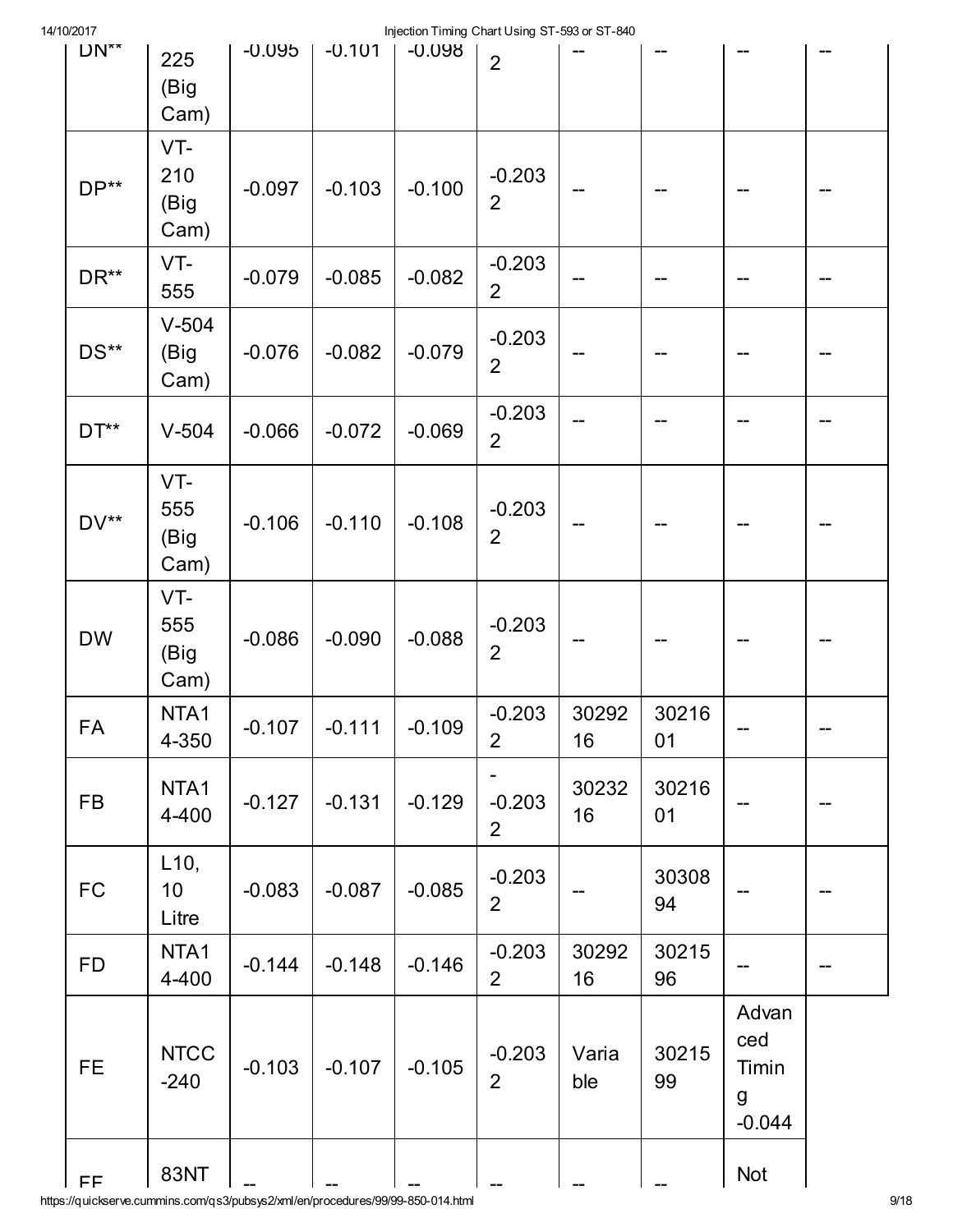| DN** | 225 (Big Cam) | -0.095 | -0.101 | -0.098 | 2 | -- | -- | -- | -- |
|---|---|---|---|---|---|---|---|---|---|
| DP** | VT-210 (Big Cam) | -0.097 | -0.103 | -0.100 | -0.2032 | -- | -- | -- | -- |
| DR** | VT-555 | -0.079 | -0.085 | -0.082 | -0.2032 | -- | -- | -- | -- |
| DS** | V-504 (Big Cam) | -0.076 | -0.082 | -0.079 | -0.2032 | -- | -- | -- | -- |
| DT** | V-504 | -0.066 | -0.072 | -0.069 | -0.2032 | -- | -- | -- | -- |
| DV** | VT-555 (Big Cam) | -0.106 | -0.110 | -0.108 | -0.2032 | -- | -- | -- | -- |
| DW | VT-555 (Big Cam) | -0.086 | -0.090 | -0.088 | -0.2032 | -- | -- | -- | -- |
| FA | NTA14-350 | -0.107 | -0.111 | -0.109 | -0.2032 | 3029216 | 3021601 | -- | -- |
| FB | NTA14-400 | -0.127 | -0.131 | -0.129 | - -0.2032 | 3023216 | 3021601 | -- | -- |
| FC | L10, 10 Litre | -0.083 | -0.087 | -0.085 | -0.2032 | -- | 3030894 | -- | -- |
| FD | NTA14-400 | -0.144 | -0.148 | -0.146 | -0.2032 | 3029216 | 3021596 | -- | -- |
| FE | NTCC-240 | -0.103 | -0.107 | -0.105 | -0.2032 | Variable | 3021599 | Advanced Timing -0.044 | |
| FF | 83NT | -- | -- | -- | -- | -- | -- | Not | |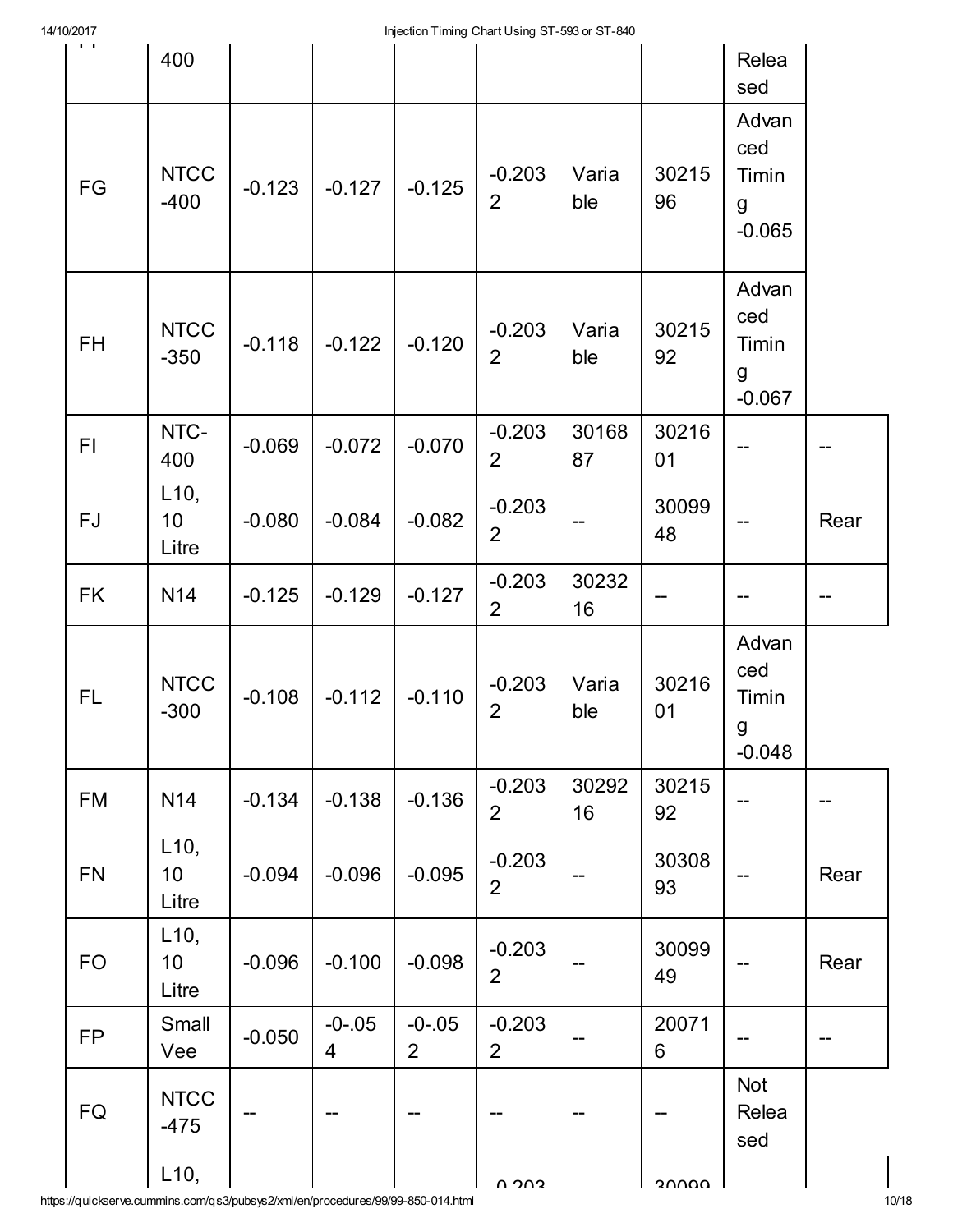| | 400 | | | | | | | Released | |
|---|---|---|---|---|---|---|---|---|---|
| FG | NTCC-400 | -0.123 | -0.127 | -0.125 | -0.2032 | Variable | 3021596 | Advanced Timing -0.065 | |
| FH | NTCC-350 | -0.118 | -0.122 | -0.120 | -0.2032 | Variable | 3021592 | Advanced Timing -0.067 | |
| FI | NTC-400 | -0.069 | -0.072 | -0.070 | -0.2032 | 3016887 | 3021601 | -- | -- |
| FJ | L10, 10 Litre | -0.080 | -0.084 | -0.082 | -0.2032 | -- | 3009948 | -- | Rear |
| FK | N14 | -0.125 | -0.129 | -0.127 | -0.2032 | 3023216 | -- | -- | -- |
| FL | NTCC-300 | -0.108 | -0.112 | -0.110 | -0.2032 | Variable | 3021601 | Advanced Timing -0.048 | |
| FM | N14 | -0.134 | -0.138 | -0.136 | -0.2032 | 3029216 | 3021592 | -- | -- |
| FN | L10, 10 Litre | -0.094 | -0.096 | -0.095 | -0.2032 | -- | 3030893 | -- | Rear |
| FO | L10, 10 Litre | -0.096 | -0.100 | -0.098 | -0.2032 | -- | 3009949 | -- | Rear |
| FP | Small Vee | -0.050 | -0-.054 | -0-.052 | -0.2032 | -- | 200716 | -- | -- |
| FQ | NTCC-475 | -- | -- | -- | -- | -- | -- | Not Released | |
| | L10, | | | | -0.203 | | 30099 | | |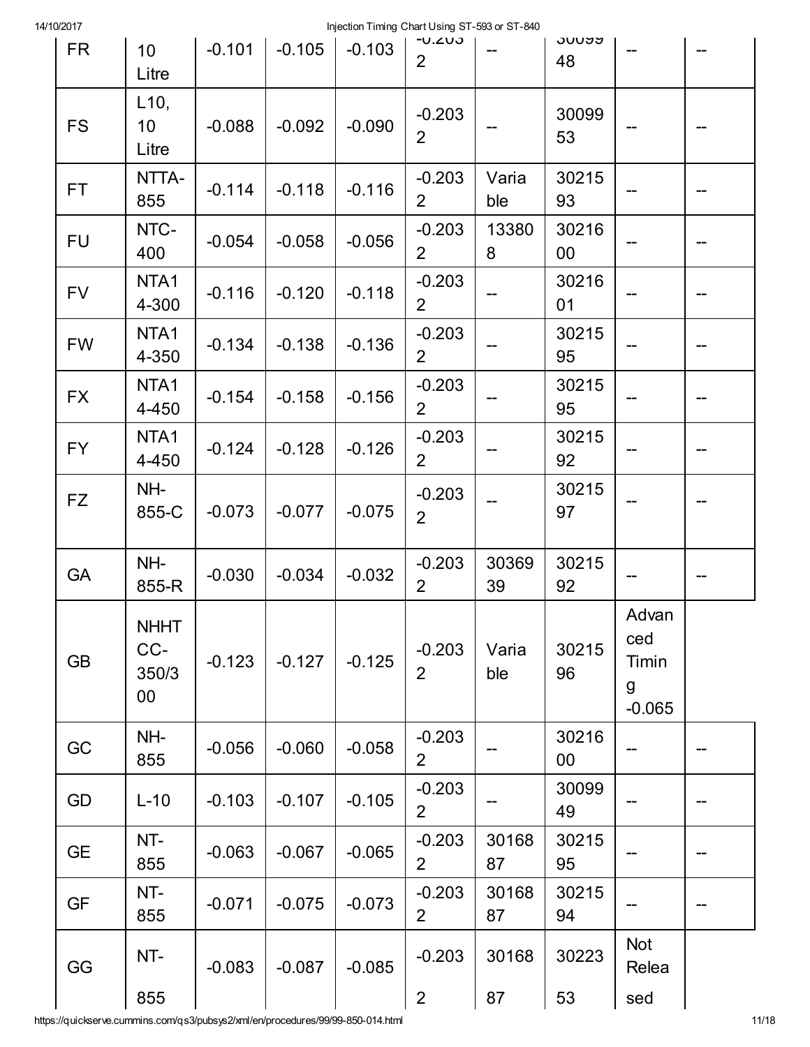| FR | 10 Litre | -0.101 | -0.105 | -0.103 | -0.2032 | -- | 3009948 | -- | -- |
|---|---|---|---|---|---|---|---|---|---|
| FS | L10, 10 Litre | -0.088 | -0.092 | -0.090 | -0.2032 | -- | 3009953 | -- | -- |
| FT | NTTA-855 | -0.114 | -0.118 | -0.116 | -0.2032 | Variable | 3021593 | -- | -- |
| FU | NTC-400 | -0.054 | -0.058 | -0.056 | -0.2032 | 133808 | 3021600 | -- | -- |
| FV | NTA14-300 | -0.116 | -0.120 | -0.118 | -0.2032 | -- | 3021601 | -- | -- |
| FW | NTA14-350 | -0.134 | -0.138 | -0.136 | -0.2032 | -- | 3021595 | -- | -- |
| FX | NTA14-450 | -0.154 | -0.158 | -0.156 | -0.2032 | -- | 3021595 | -- | -- |
| FY | NTA14-450 | -0.124 | -0.128 | -0.126 | -0.2032 | -- | 3021592 | -- | -- |
| FZ | NH-855-C | -0.073 | -0.077 | -0.075 | -0.2032 | -- | 3021597 | -- | -- |
| GA | NH-855-R | -0.030 | -0.034 | -0.032 | -0.2032 | 3036939 | 3021592 | -- | -- |
| GB | NHHTCC-350/300 | -0.123 | -0.127 | -0.125 | -0.2032 | Variable | 3021596 | Advanced Timing -0.065 | |
| GC | NH-855 | -0.056 | -0.060 | -0.058 | -0.2032 | -- | 3021600 | -- | -- |
| GD | L-10 | -0.103 | -0.107 | -0.105 | -0.2032 | -- | 3009949 | -- | -- |
| GE | NT-855 | -0.063 | -0.067 | -0.065 | -0.2032 | 3016887 | 3021595 | -- | -- |
| GF | NT-855 | -0.071 | -0.075 | -0.073 | -0.2032 | 3016887 | 3021594 | -- | -- |
| GG | NT-855 | -0.083 | -0.087 | -0.085 | -0.2032 | 3016887 | 3022353 | Not Released | |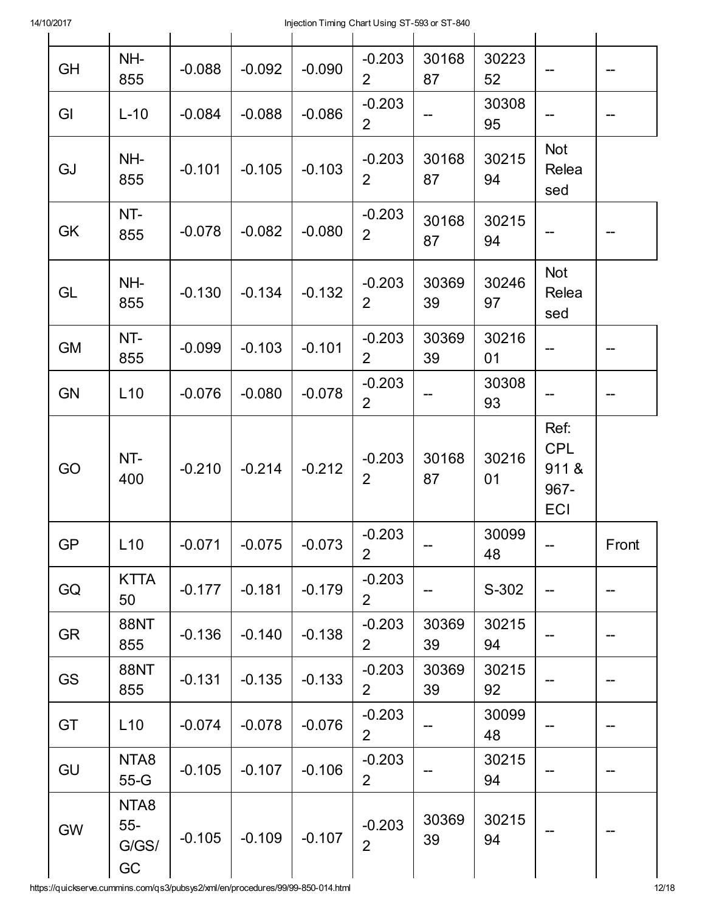| | | | | | | | | | |
|---|---|---|---|---|---|---|---|---|---|
| GH | NH-855 | -0.088 | -0.092 | -0.090 | -0.2032 | 3016887 | 3022352 | -- | -- |
| GI | L-10 | -0.084 | -0.088 | -0.086 | -0.2032 | -- | 3030895 | -- | -- |
| GJ | NH-855 | -0.101 | -0.105 | -0.103 | -0.2032 | 3016887 | 3021594 | Not Released | |
| GK | NT-855 | -0.078 | -0.082 | -0.080 | -0.2032 | 3016887 | 3021594 | -- | -- |
| GL | NH-855 | -0.130 | -0.134 | -0.132 | -0.2032 | 3036939 | 3024697 | Not Released | |
| GM | NT-855 | -0.099 | -0.103 | -0.101 | -0.2032 | 3036939 | 3021601 | -- | -- |
| GN | L10 | -0.076 | -0.080 | -0.078 | -0.2032 | -- | 3030893 | -- | -- |
| GO | NT-400 | -0.210 | -0.214 | -0.212 | -0.2032 | 3016887 | 3021601 | Ref: CPL 911 & 967-ECI | |
| GP | L10 | -0.071 | -0.075 | -0.073 | -0.2032 | -- | 3009948 | -- | Front |
| GQ | KTTA 50 | -0.177 | -0.181 | -0.179 | -0.2032 | -- | S-302 | -- | -- |
| GR | 88NT 855 | -0.136 | -0.140 | -0.138 | -0.2032 | 3036939 | 3021594 | -- | -- |
| GS | 88NT 855 | -0.131 | -0.135 | -0.133 | -0.2032 | 3036939 | 3021592 | -- | -- |
| GT | L10 | -0.074 | -0.078 | -0.076 | -0.2032 | -- | 3009948 | -- | -- |
| GU | NTA855-G | -0.105 | -0.107 | -0.106 | -0.2032 | -- | 3021594 | -- | -- |
| GW | NTA855-G/GS/GC | -0.105 | -0.109 | -0.107 | -0.2032 | 3036939 | 3021594 | -- | -- |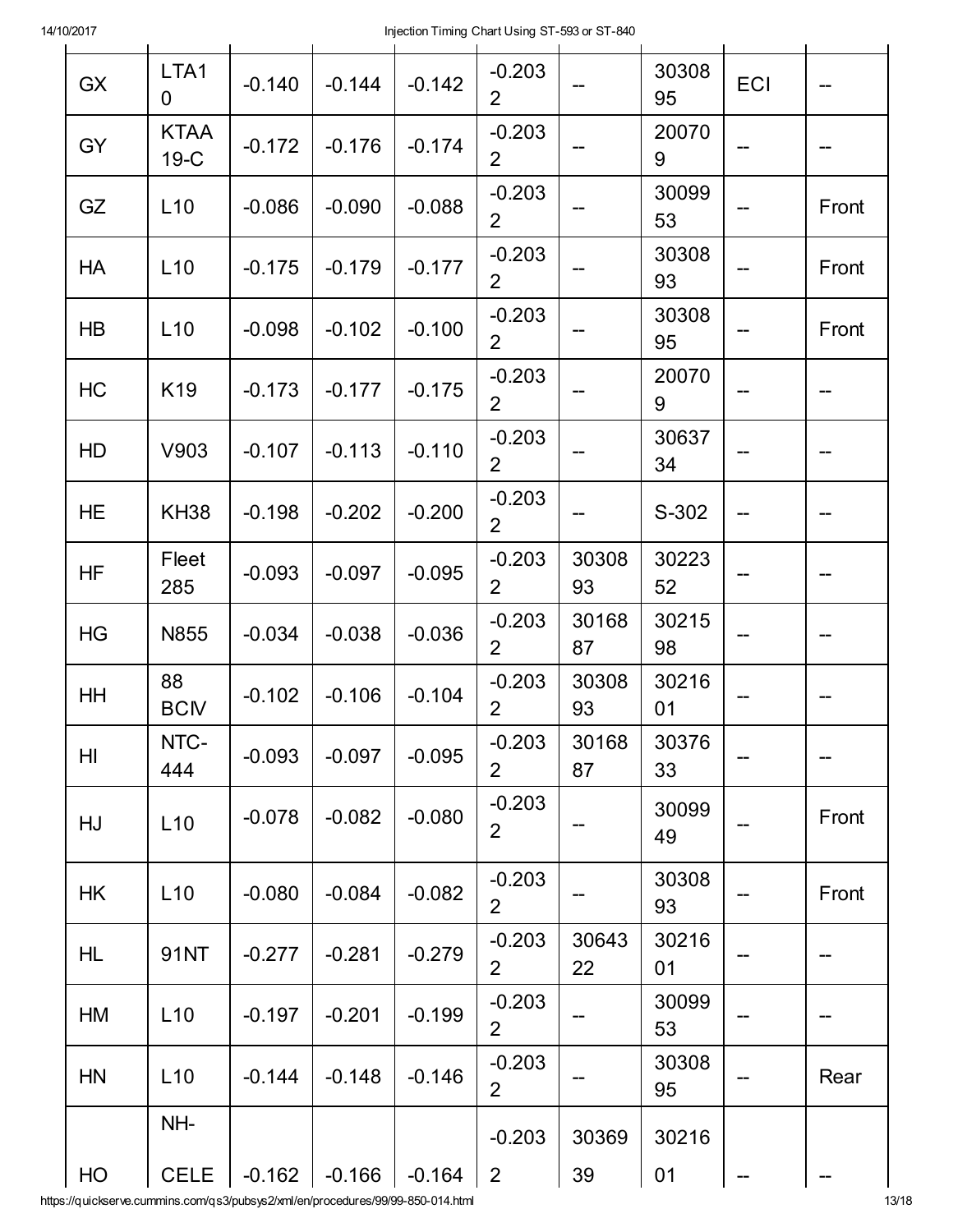| | | | | | | | | | |
|---|---|---|---|---|---|---|---|---|---|
| GX | LTA10 | -0.140 | -0.144 | -0.142 | -0.2032 | -- | 3030895 | ECI | -- |
| GY | KTAA 19-C | -0.172 | -0.176 | -0.174 | -0.2032 | -- | 200709 | -- | -- |
| GZ | L10 | -0.086 | -0.090 | -0.088 | -0.2032 | -- | 3009953 | -- | Front |
| HA | L10 | -0.175 | -0.179 | -0.177 | -0.2032 | -- | 3030893 | -- | Front |
| HB | L10 | -0.098 | -0.102 | -0.100 | -0.2032 | -- | 3030895 | -- | Front |
| HC | K19 | -0.173 | -0.177 | -0.175 | -0.2032 | -- | 200709 | -- | -- |
| HD | V903 | -0.107 | -0.113 | -0.110 | -0.2032 | -- | 3063734 | -- | -- |
| HE | KH38 | -0.198 | -0.202 | -0.200 | -0.2032 | -- | S-302 | -- | -- |
| HF | Fleet 285 | -0.093 | -0.097 | -0.095 | -0.2032 | 3030893 | 3022352 | -- | -- |
| HG | N855 | -0.034 | -0.038 | -0.036 | -0.2032 | 3016887 | 3021598 | -- | -- |
| HH | 88 BCIV | -0.102 | -0.106 | -0.104 | -0.2032 | 3030893 | 3021601 | -- | -- |
| HI | NTC-444 | -0.093 | -0.097 | -0.095 | -0.2032 | 3016887 | 3037633 | -- | -- |
| HJ | L10 | -0.078 | -0.082 | -0.080 | -0.2032 | -- | 3009949 | -- | Front |
| HK | L10 | -0.080 | -0.084 | -0.082 | -0.2032 | -- | 3030893 | -- | Front |
| HL | 91NT | -0.277 | -0.281 | -0.279 | -0.2032 | 3064322 | 3021601 | -- | -- |
| HM | L10 | -0.197 | -0.201 | -0.199 | -0.2032 | -- | 3009953 | -- | -- |
| HN | L10 | -0.144 | -0.148 | -0.146 | -0.2032 | -- | 3030895 | -- | Rear |
| HO | NH-CELE | -0.162 | -0.166 | -0.164 | -0.2032 | 3036939 | 3021601 | -- | -- |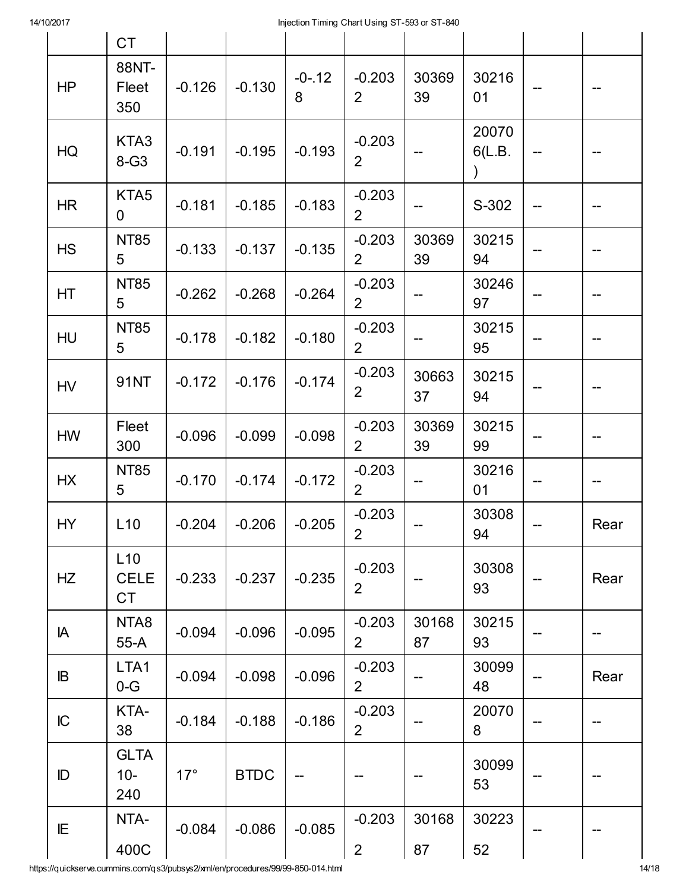| | CT | | | | | | | | |
|---|---|---|---|---|---|---|---|---|---|
| HP | 88NT-Fleet 350 | -0.126 | -0.130 | -0-.128 | -0.2032 | 3036939 | 3021601 | -- | -- |
| HQ | KTA38-G3 | -0.191 | -0.195 | -0.193 | -0.2032 | -- | 200706(L.B.) | -- | -- |
| HR | KTA50 | -0.181 | -0.185 | -0.183 | -0.2032 | -- | S-302 | -- | -- |
| HS | NT855 | -0.133 | -0.137 | -0.135 | -0.2032 | 3036939 | 3021594 | -- | -- |
| HT | NT855 | -0.262 | -0.268 | -0.264 | -0.2032 | -- | 3024697 | -- | -- |
| HU | NT855 | -0.178 | -0.182 | -0.180 | -0.2032 | -- | 3021595 | -- | -- |
| HV | 91NT | -0.172 | -0.176 | -0.174 | -0.2032 | 3066337 | 3021594 | -- | -- |
| HW | Fleet 300 | -0.096 | -0.099 | -0.098 | -0.2032 | 3036939 | 3021599 | -- | -- |
| HX | NT855 | -0.170 | -0.174 | -0.172 | -0.2032 | -- | 3021601 | -- | -- |
| HY | L10 | -0.204 | -0.206 | -0.205 | -0.2032 | -- | 3030894 | -- | Rear |
| HZ | L10 CELECT | -0.233 | -0.237 | -0.235 | -0.2032 | -- | 3030893 | -- | Rear |
| IA | NTA855-A | -0.094 | -0.096 | -0.095 | -0.2032 | 3016887 | 3021593 | -- | -- |
| IB | LTA10-G | -0.094 | -0.098 | -0.096 | -0.2032 | -- | 3009948 | -- | Rear |
| IC | KTA-38 | -0.184 | -0.188 | -0.186 | -0.2032 | -- | 200708 | -- | -- |
| ID | GLTA10-240 | 17° | BTDC | -- | -- | -- | 3009953 | -- | -- |
| IE | NTA-400C | -0.084 | -0.086 | -0.085 | -0.2032 | 3016887 | 3022352 | -- | -- |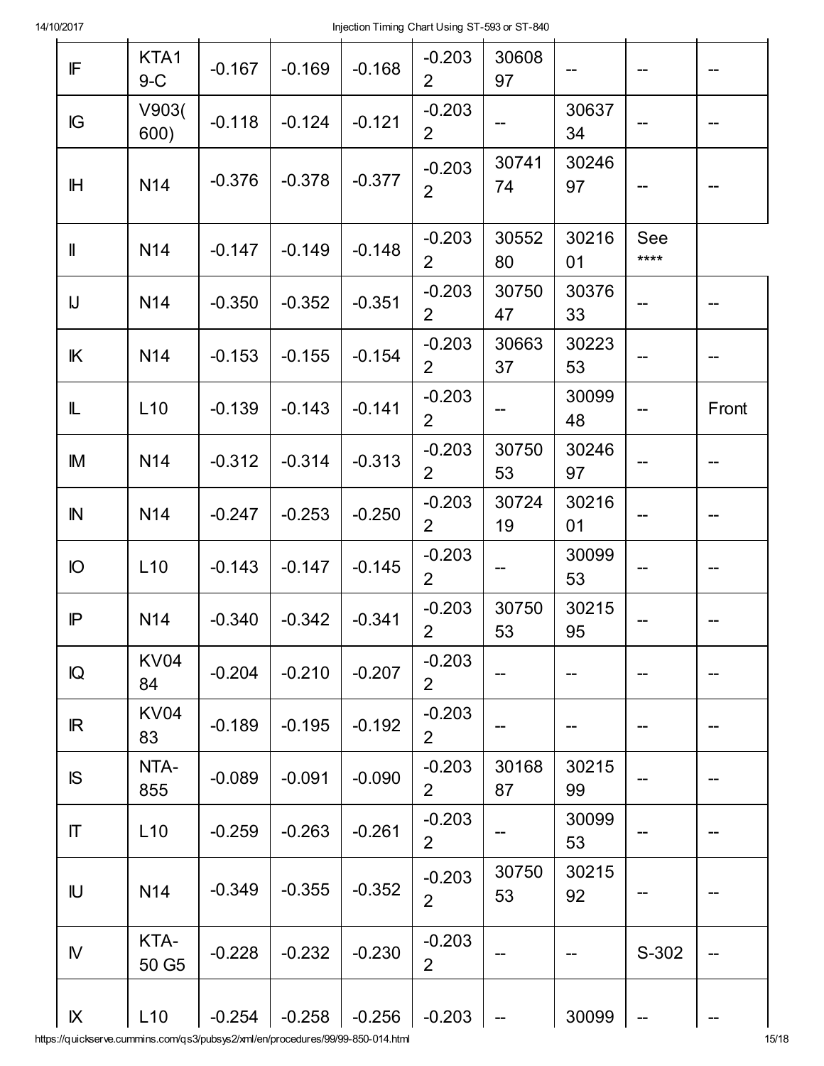| | | | | | | | | | |
|---|---|---|---|---|---|---|---|---|---|
| IF | KTA19-C | -0.167 | -0.169 | -0.168 | -0.2032 | 3060897 | -- | -- | -- |
| IG | V903(600) | -0.118 | -0.124 | -0.121 | -0.2032 | -- | 3063734 | -- | -- |
| IH | N14 | -0.376 | -0.378 | -0.377 | -0.2032 | 3074174 | 3024697 | -- | -- |
| II | N14 | -0.147 | -0.149 | -0.148 | -0.2032 | 3055280 | 3021601 | See **** | |
| IJ | N14 | -0.350 | -0.352 | -0.351 | -0.2032 | 3075047 | 3037633 | -- | -- |
| IK | N14 | -0.153 | -0.155 | -0.154 | -0.2032 | 3066337 | 3022353 | -- | -- |
| IL | L10 | -0.139 | -0.143 | -0.141 | -0.2032 | -- | 3009948 | -- | Front |
| IM | N14 | -0.312 | -0.314 | -0.313 | -0.2032 | 3075053 | 3024697 | -- | -- |
| IN | N14 | -0.247 | -0.253 | -0.250 | -0.2032 | 3072419 | 3021601 | -- | -- |
| IO | L10 | -0.143 | -0.147 | -0.145 | -0.2032 | -- | 3009953 | -- | -- |
| IP | N14 | -0.340 | -0.342 | -0.341 | -0.2032 | 3075053 | 3021595 | -- | -- |
| IQ | KV0484 | -0.204 | -0.210 | -0.207 | -0.2032 | -- | -- | -- | -- |
| IR | KV0483 | -0.189 | -0.195 | -0.192 | -0.2032 | -- | -- | -- | -- |
| IS | NTA-855 | -0.089 | -0.091 | -0.090 | -0.2032 | 3016887 | 3021599 | -- | -- |
| IT | L10 | -0.259 | -0.263 | -0.261 | -0.2032 | -- | 3009953 | -- | -- |
| IU | N14 | -0.349 | -0.355 | -0.352 | -0.2032 | 3075053 | 3021592 | -- | -- |
| IV | KTA-50 G5 | -0.228 | -0.232 | -0.230 | -0.2032 | -- | -- | S-302 | -- |
| IX | L10 | -0.254 | -0.258 | -0.256 | -0.203 | -- | 30099 | -- | -- |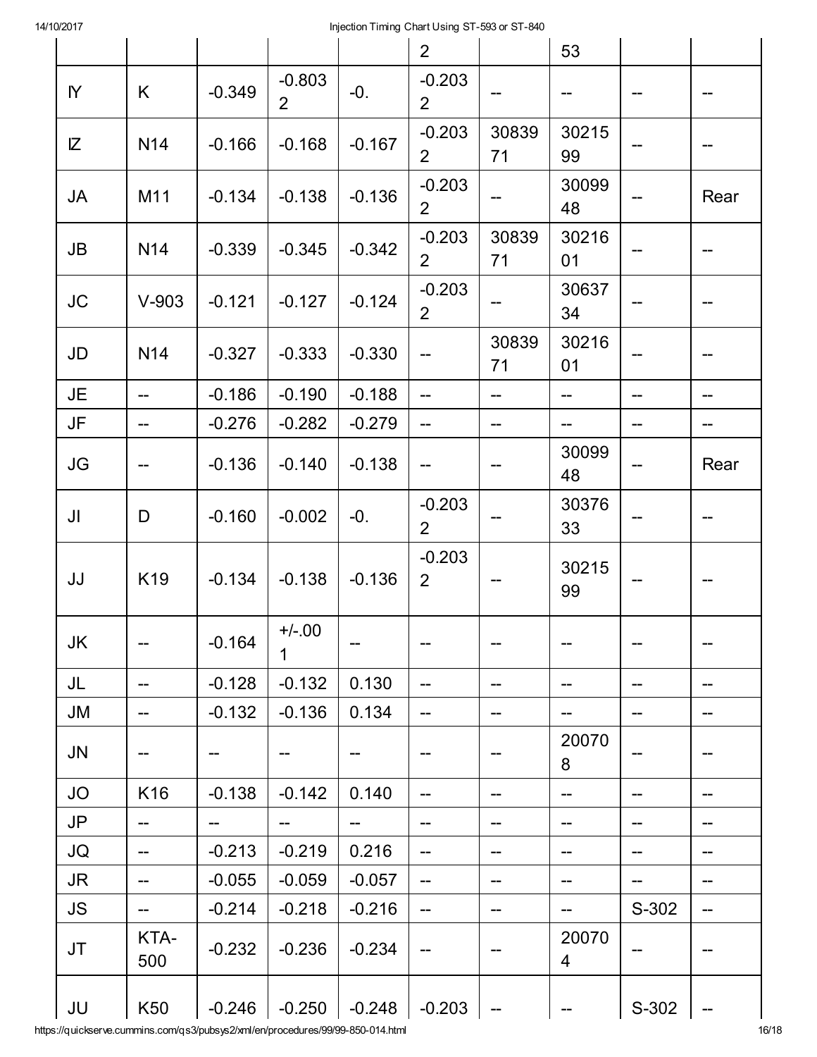| | | | | | 2 | | 53 | | |
|---|---|---|---|---|---|---|---|---|---|
| IY | K | -0.349 | -0.8032 | -0. | -0.2032 | -- | -- | -- | -- |
| IZ | N14 | -0.166 | -0.168 | -0.167 | -0.2032 | 3083971 | 3021599 | -- | -- |
| JA | M11 | -0.134 | -0.138 | -0.136 | -0.2032 | -- | 3009948 | -- | Rear |
| JB | N14 | -0.339 | -0.345 | -0.342 | -0.2032 | 3083971 | 3021601 | -- | -- |
| JC | V-903 | -0.121 | -0.127 | -0.124 | -0.2032 | -- | 3063734 | -- | -- |
| JD | N14 | -0.327 | -0.333 | -0.330 | -- | 3083971 | 3021601 | -- | -- |
| JE | -- | -0.186 | -0.190 | -0.188 | -- | -- | -- | -- | -- |
| JF | -- | -0.276 | -0.282 | -0.279 | -- | -- | -- | -- | -- |
| JG | -- | -0.136 | -0.140 | -0.138 | -- | -- | 3009948 | -- | Rear |
| JI | D | -0.160 | -0.002 | -0. | -0.2032 | -- | 3037633 | -- | -- |
| JJ | K19 | -0.134 | -0.138 | -0.136 | -0.2032 | -- | 3021599 | -- | -- |
| JK | -- | -0.164 | +/-.001 | -- | -- | -- | -- | -- | -- |
| JL | -- | -0.128 | -0.132 | 0.130 | -- | -- | -- | -- | -- |
| JM | -- | -0.132 | -0.136 | 0.134 | -- | -- | -- | -- | -- |
| JN | -- | -- | -- | -- | -- | -- | 200708 | -- | -- |
| JO | K16 | -0.138 | -0.142 | 0.140 | -- | -- | -- | -- | -- |
| JP | -- | -- | -- | -- | -- | -- | -- | -- | -- |
| JQ | -- | -0.213 | -0.219 | 0.216 | -- | -- | -- | -- | -- |
| JR | -- | -0.055 | -0.059 | -0.057 | -- | -- | -- | -- | -- |
| JS | -- | -0.214 | -0.218 | -0.216 | -- | -- | -- | S-302 | -- |
| JT | KTA-500 | -0.232 | -0.236 | -0.234 | -- | -- | 200704 | -- | -- |
| JU | K50 | -0.246 | -0.250 | -0.248 | -0.203 | -- | -- | S-302 | -- |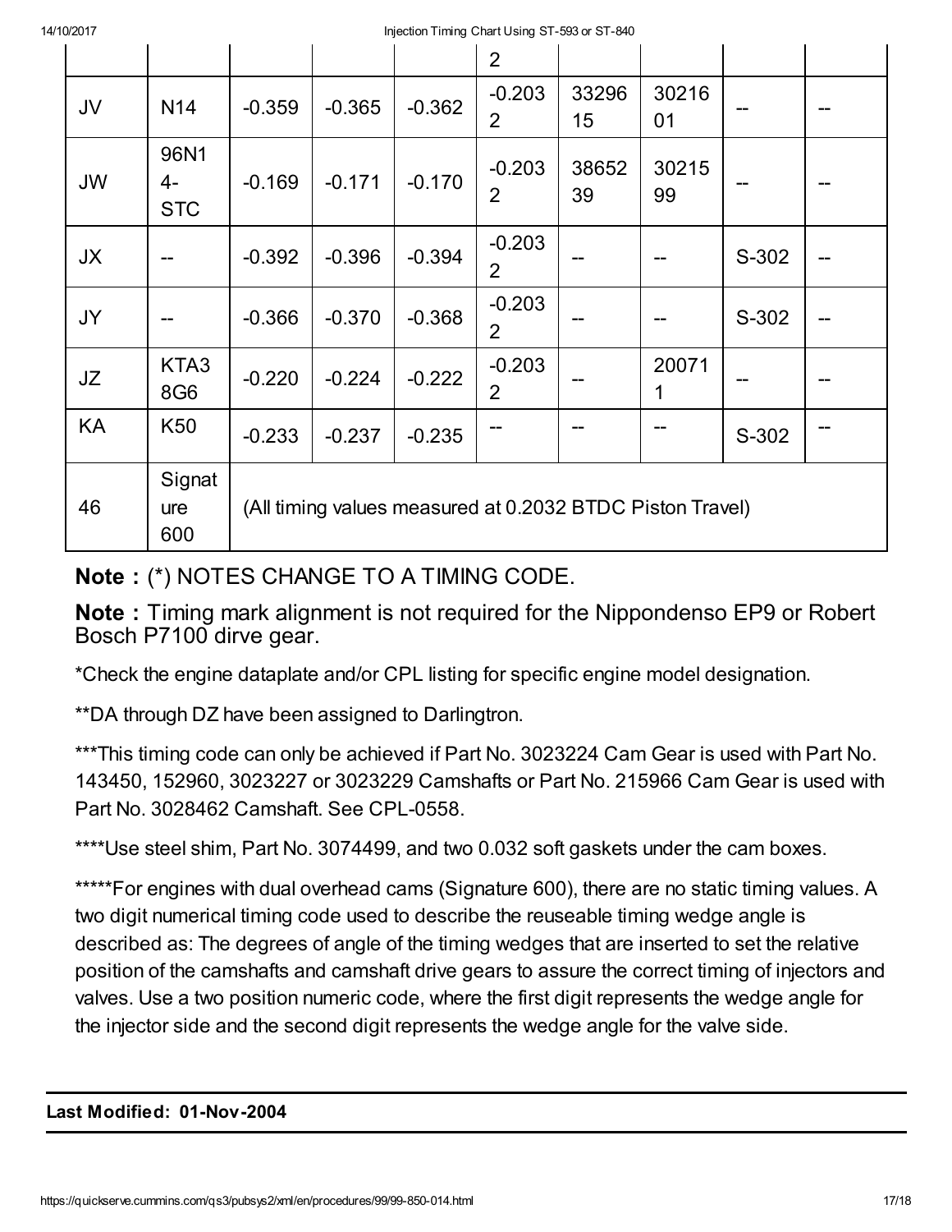| | | | | | | | | | |
|---|---|---|---|---|---|---|---|---|---|
| | | | | | 2 | | | | |
| JV | N14 | -0.359 | -0.365 | -0.362 | -0.2032 | 3329615 | 3021601 | -- | -- |
| JW | 96N14-STC | -0.169 | -0.171 | -0.170 | -0.2032 | 3865239 | 3021599 | -- | -- |
| JX | -- | -0.392 | -0.396 | -0.394 | -0.2032 | -- | -- | S-302 | -- |
| JY | -- | -0.366 | -0.370 | -0.368 | -0.2032 | -- | -- | S-302 | -- |
| JZ | KTA38G6 | -0.220 | -0.224 | -0.222 | -0.2032 | -- | 200711 | -- | -- |
| KA | K50 | -0.233 | -0.237 | -0.235 | -- | -- | -- | S-302 | -- |
| 46 | Signature 600 | (All timing values measured at 0.2032 BTDC Piston Travel) | | | | | | | |

**Note :** (*) NOTES CHANGE TO A TIMING CODE.

**Note :** Timing mark alignment is not required for the Nippondenso EP9 or Robert Bosch P7100 dirve gear.

*Check the engine dataplate and/or CPL listing for specific engine model designation.

**DA through DZ have been assigned to Darlingtron.

***This timing code can only be achieved if Part No. 3023224 Cam Gear is used with Part No. 143450, 152960, 3023227 or 3023229 Camshafts or Part No. 215966 Cam Gear is used with Part No. 3028462 Camshaft. See CPL-0558.

****Use steel shim, Part No. 3074499, and two 0.032 soft gaskets under the cam boxes.

*****For engines with dual overhead cams (Signature 600), there are no static timing values. A two digit numerical timing code used to describe the reuseable timing wedge angle is described as: The degrees of angle of the timing wedges that are inserted to set the relative position of the camshafts and camshaft drive gears to assure the correct timing of injectors and valves. Use a two position numeric code, where the first digit represents the wedge angle for the injector side and the second digit represents the wedge angle for the valve side.

**Last Modified: 01-Nov-2004**